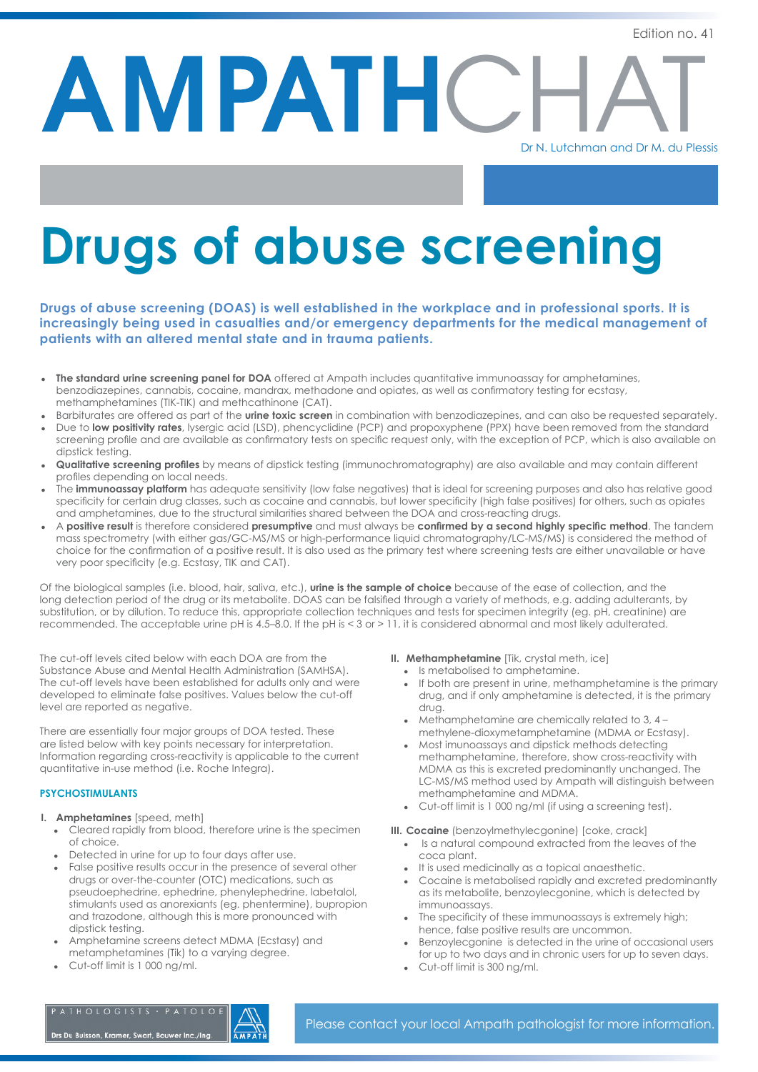Edition no. 41

# AMPATHCHAT

Dr N. Lutchman and Dr M. du Plessis

# Drugs of abuse screening

**Drugs of abuse screening (DOAS) is well established in the workplace and in professional sports. It is increasingly being used in casualties and/or emergency departments for the medical management of patients with an altered mental state and in trauma patients.**

- **The standard urine screening panel for DOA** offered at Ampath includes quantitative immunoassay for amphetamines, benzodiazepines, cannabis, cocaine, mandrax, methadone and opiates, as well as confirmatory testing for ecstasy, methamphetamines (TIK-TIK) and methcathinone (CAT).
- Barbiturates are offered as part of the **urine toxic screen** in combination with benzodiazepines, and can also be requested separately.
- Due to **low positivity rates**, lysergic acid (LSD), phencyclidine (PCP) and propoxyphene (PPX) have been removed from the standard screening profile and are available as confirmatory tests on specific request only, with the exception of PCP, which is also available on dipstick testing.
- **Qualitative screening profiles** by means of dipstick testing (immunochromatography) are also available and may contain different profiles depending on local needs.
- The **immunoassay platform** has adequate sensitivity (low false negatives) that is ideal for screening purposes and also has relative good specificity for certain drug classes, such as cocaine and cannabis, but lower specificity (high false positives) for others, such as opiates and amphetamines, due to the structural similarities shared between the DOA and cross-reacting drugs.
- A **positive result** is therefore considered **presumptive** and must always be **confirmed by a second highly specific method**. The tandem mass spectrometry (with either gas/GC-MS/MS or high-performance liquid chromatography/LC-MS/MS) is considered the method of choice for the confirmation of a positive result. It is also used as the primary test where screening tests are either unavailable or have very poor specificity (e.g. Ecstasy, TIK and CAT).

Of the biological samples (i.e. blood, hair, saliva, etc.), **urine is the sample of choice** because of the ease of collection, and the long detection period of the drug or its metabolite. DOAS can be falsified through a variety of methods, e.g. adding adulterants, by substitution, or by dilution. To reduce this, appropriate collection techniques and tests for specimen integrity (eg. pH, creatinine) are recommended. The acceptable urine pH is 4.5–8.0. If the pH is < 3 or > 11, it is considered abnormal and most likely adulterated.

The cut-off levels cited below with each DOA are from the Substance Abuse and Mental Health Administration (SAMHSA). The cut-off levels have been established for adults only and were developed to eliminate false positives. Values below the cut-off level are reported as negative.

There are essentially four major groups of DOA tested. These are listed below with key points necessary for interpretation. Information regarding cross-reactivity is applicable to the current quantitative in-use method (i.e. Roche Integra).

### PSYCHOSTIMULANTS

**I. Amphetamines** [speed, meth]

- Cleared rapidly from blood, therefore urine is the specimen of choice.
- Detected in urine for up to four days after use.
- False positive results occur in the presence of several other drugs or over-the-counter (OTC) medications, such as pseudoephedrine, ephedrine, phenylephedrine, labetalol, stimulants used as anorexiants (eg. phentermine), bupropion and trazodone, although this is more pronounced with dipstick testing.
- Amphetamine screens detect MDMA (Ecstasy) and metamphetamines (Tik) to a varying degree.
- Cut-off limit is 1 000 ng/ml.

**II. Methamphetamine** [Tik, crystal meth, ice]

- Is metabolised to amphetamine.
- If both are present in urine, methamphetamine is the primary drug, and if only amphetamine is detected, it is the primary drug.
- Methamphetamine are chemically related to 3, 4 – methylene-dioxymetamphetamine (MDMA or Ecstasy).
- Most imunoassays and dipstick methods detecting methamphetamine, therefore, show cross-reactivity with MDMA as this is excreted predominantly unchanged. The LC-MS/MS method used by Ampath will distinguish between methamphetamine and MDMA.
- Cut-off limit is 1 000 ng/ml (if using a screening test).

**III. Cocaine** (benzoylmethylecgonine) [coke, crack]

- Is a natural compound extracted from the leaves of the coca plant.
- It is used medicinally as a topical anaesthetic.
- Cocaine is metabolised rapidly and excreted predominantly as its metabolite, benzoylecgonine, which is detected by immunoassays.
- The specificity of these immunoassays is extremely high; hence, false positive results are uncommon.
- Benzoylecgonine is detected in the urine of occasional users for up to two days and in chronic users for up to seven days.
- Cut-off limit is 300 ng/ml.

Please contact your local Ampath pathologist for more information.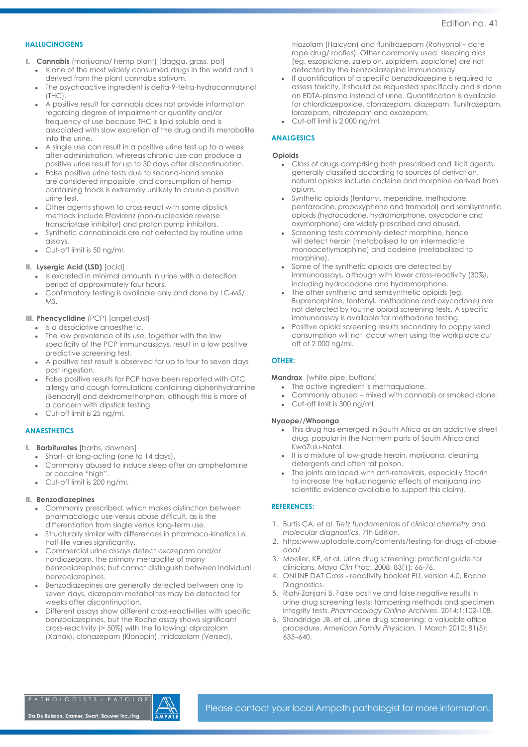## HALLUCINOGENS

**I. Cannabis** (marijuana/ hemp plant) [dagga, grass, pot]

- Is one of the most widely consumed drugs in the world and is derived from the plant cannabis sativum.
- The psychoactive ingredient is delta-9-tetra-hydrocannabinol (THC).
- A positive result for cannabis does not provide information regarding degree of impairment or quantity and/or frequency of use because THC is lipid soluble and is associated with slow excretion of the drug and its metabolite into the urine.
- A single use can result in a positive urine test up to a week after administration, whereas chronic use can produce a positive urine result for up to 30 days after discontinuation.
- False positive urine tests due to second-hand smoke are considered impossible, and consumption of hemp-containing foods is extremely unlikely to cause a positive urine test.
- Other agents shown to cross-react with some dipstick methods include Efavirenz (non-nucleoside reverse transcriptase inhibitor) and proton pump inhibitors.
- Synthetic cannabinoids are not detected by routine urine assays.
- Cut-off limit is 50 ng/ml.

**II. Lysergic Acid (LSD)** [acid]

- Is excreted in minimal amounts in urine with a detection period of approximately four hours.
- Confirmatory testing is available only and done by LC-MS/MS.

**III. Phencyclidine** (PCP) [angel dust]

- Is a dissociative anaesthetic.
- The low prevalence of its use, together with the low specificity of the PCP immunoassays, result in a low positive predictive screening test.
- A positive test result is observed for up to four to seven days post ingestion.
- False positive results for PCP have been reported with OTC allergy and cough formulations containing diphenhydramine (Benadryl) and dextromethorphan, although this is more of a concern with dipstick testing.
- Cut-off limit is 25 ng/ml.

## ANAESTHETICS

**I. Barbiturates** [barbs, downers]

- Short- or long-acting (one to 14 days).
- Commonly abused to induce sleep after an amphetamine or cocaine "high".
- Cut-off limit is 200 ng/ml.

**II. Benzodiazepines**

- Commonly prescribed, which makes distinction between pharmacologic use versus abuse difficult, as is the differentiation from single versus long-term use.
- Structurally similar with differences in pharmaco-kinetics i.e. half-life varies significantly.
- Commercial urine assays detect oxazepam and/or nordiazepam, the primary metabolite of many benzodiazepines; but cannot distinguish between individual benzodiazepines.
- Benzodiazepines are generally detected between one to seven days, diazepam metabolites may be detected for weeks after discontinuation.
- Different assays show different cross-reactivities with specific benzodiazepines, but the Roche assay shows significant cross-reactivity (> 50%) with the following: alprazolam (Xanax), clonazepam (Klonopin), midazolam (Versed), triazolam (Halcyon) and flunitrazepam (Rohypnol – date rape drug/ roofies). Other commonly used sleeping aids (eg. eszopiclone, zaleplon, zolpidem, zopiclone) are not detected by the benzodiazepine immunoassay.
- If quantification of a specific benzodiazepine is required to assess toxicity, it should be requested specifically and is done on EDTA-plasma instead of urine. Quantification is available for chlordiazepoxide, clonazepam, diazepam, flunitrazepam, lorazepam, nitrazepam and oxazepam.
- Cut-off limit is 2 000 ng/ml.

## ANALGESICS

**Opioids**

- Class of drugs comprising both prescribed and illicit agents, generally classified according to sources of derivation, natural opioids include codeine and morphine derived from opium.
- Synthetic opioids (fentanyl, meperidine, methadone, pentazocine, propoxyphene and tramadol) and semisynthetic opioids (hydrocodone, hydromorphone, oxycodone and oxymorphone) are widely prescribed and abused.
- Screening tests commonly detect morphine, hence will detect heroin (metabolised to an intermediate monoacetlymorphine) and codeine (metabolised to morphine).
- Some of the synthetic opioids are detected by immunoassays, although with lower cross-reactivity (30%), including hydrocodone and hydromorphone.
- The other synthetic and semisynthetic opioids (eg. Buprenorphine, fentanyl, methadone and oxycodone) are not detected by routine opioid screening tests. A specific immunoassay is available for methadone testing.
- Positive opioid screening results secondary to poppy seed consumption will not occur when using the workplace cut off of 2 000 ng/ml.

## OTHER:

**Mandrax** [white pipe, buttons]

- The active ingredient is methaqualone.
- Commonly abused – mixed with cannabis or smoked alone.
- Cut-off limit is 300 ng/ml.

**Nyaope//Whoonga**

- This drug has emerged in South Africa as an addictive street drug, popular in the Northern parts of South Africa and KwaZulu-Natal.
- It is a mixture of low-grade heroin, marijuana, cleaning detergents and often rat poison.
- The joints are laced with anti-retrovirals, especially Stocrin to increase the hallucinogenic effects of marijuana (no scientific evidence available to support this claim).

## REFERENCES:

1. Burtis CA, et al. *Tietz fundamentals of clinical chemistry and molecular diagnostics*, 7th Edition.
2. https:www.uptodate.com/contents/testing-for-drugs-of-abuse-doa/
3. Moeller, KE, et al. Urine drug screening: practical guide for clinicians. *Mayo Clin Proc*. 2008; 83(1): 66-76.
4. ONLINE DAT Cross - reactivity booklet EU, version 4.0, Roche Diagnostics.
5. Riahi-Zanjani B. False positive and false negative results in urine drug screening tests: tampering methods and specimen integrity tests. *Pharmacology Online Archives*. 2014;1:102-108.
6. Standridge JB, et al. Urine drug screening: a valuable office procedure. *American Family Physician*. 1 March 2010; 81(5): 635–640.

Please contact your local Ampath pathologist for more information.